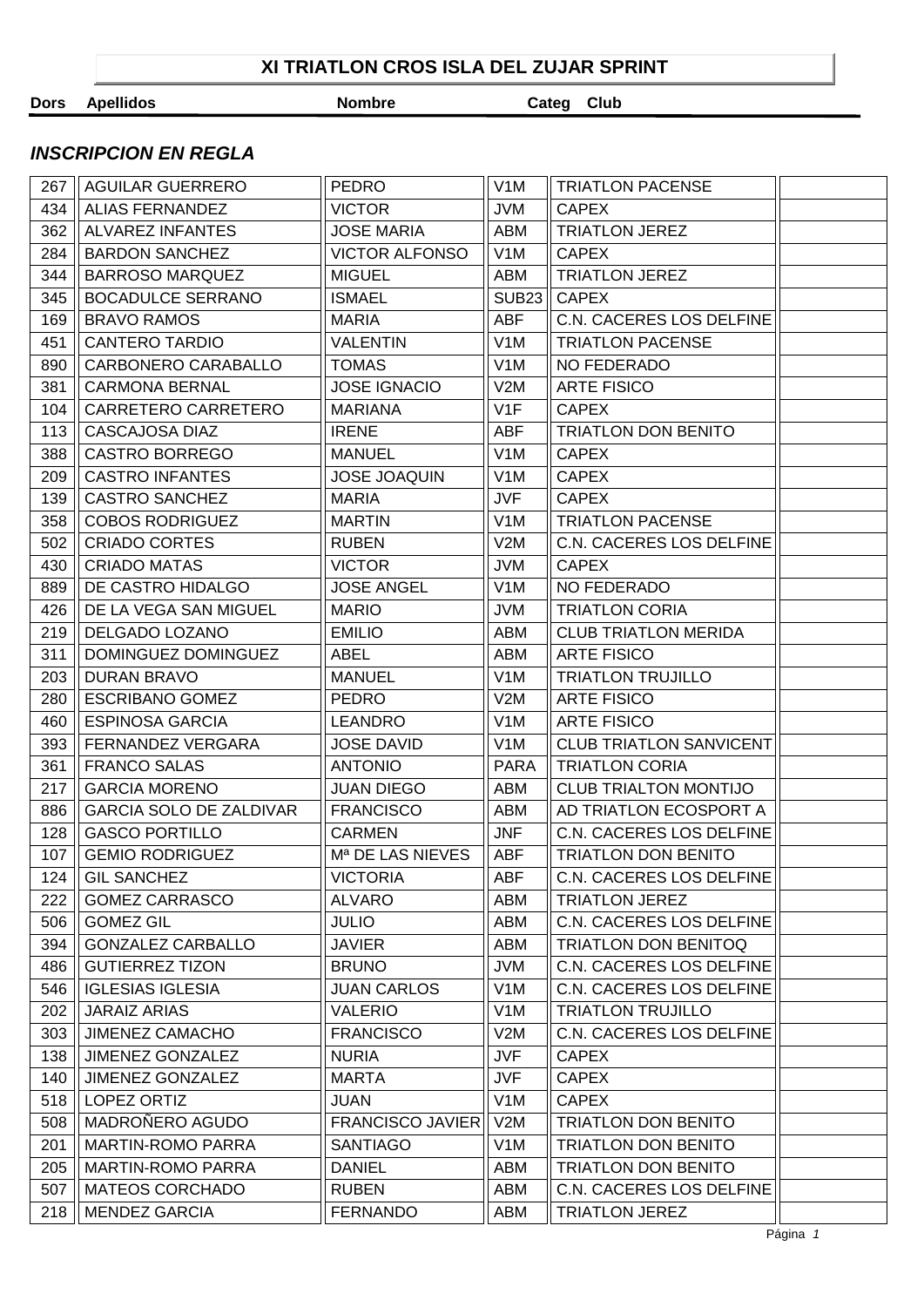# XI TRIATLON CROS ISLA DEL ZUJAR SPRINT

## *INSCRIPCION EN REGLA*

| Dors | Apellidos | Nombre | Categ | Club | |
|---|---|---|---|---|---|
| 267 | AGUILAR GUERRERO | PEDRO | V1M | TRIATLON PACENSE | |
| 434 | ALIAS FERNANDEZ | VICTOR | JVM | CAPEX | |
| 362 | ALVAREZ INFANTES | JOSE MARIA | ABM | TRIATLON JEREZ | |
| 284 | BARDON SANCHEZ | VICTOR ALFONSO | V1M | CAPEX | |
| 344 | BARROSO MARQUEZ | MIGUEL | ABM | TRIATLON JEREZ | |
| 345 | BOCADULCE SERRANO | ISMAEL | SUB23 | CAPEX | |
| 169 | BRAVO RAMOS | MARIA | ABF | C.N. CACERES LOS DELFINE | |
| 451 | CANTERO TARDIO | VALENTIN | V1M | TRIATLON PACENSE | |
| 890 | CARBONERO CARABALLO | TOMAS | V1M | NO FEDERADO | |
| 381 | CARMONA BERNAL | JOSE IGNACIO | V2M | ARTE FISICO | |
| 104 | CARRETERO CARRETERO | MARIANA | V1F | CAPEX | |
| 113 | CASCAJOSA DIAZ | IRENE | ABF | TRIATLON DON BENITO | |
| 388 | CASTRO BORREGO | MANUEL | V1M | CAPEX | |
| 209 | CASTRO INFANTES | JOSE JOAQUIN | V1M | CAPEX | |
| 139 | CASTRO SANCHEZ | MARIA | JVF | CAPEX | |
| 358 | COBOS RODRIGUEZ | MARTIN | V1M | TRIATLON PACENSE | |
| 502 | CRIADO CORTES | RUBEN | V2M | C.N. CACERES LOS DELFINE | |
| 430 | CRIADO MATAS | VICTOR | JVM | CAPEX | |
| 889 | DE CASTRO HIDALGO | JOSE ANGEL | V1M | NO FEDERADO | |
| 426 | DE LA VEGA SAN MIGUEL | MARIO | JVM | TRIATLON CORIA | |
| 219 | DELGADO LOZANO | EMILIO | ABM | CLUB TRIATLON MERIDA | |
| 311 | DOMINGUEZ DOMINGUEZ | ABEL | ABM | ARTE FISICO | |
| 203 | DURAN BRAVO | MANUEL | V1M | TRIATLON TRUJILLO | |
| 280 | ESCRIBANO GOMEZ | PEDRO | V2M | ARTE FISICO | |
| 460 | ESPINOSA GARCIA | LEANDRO | V1M | ARTE FISICO | |
| 393 | FERNANDEZ VERGARA | JOSE DAVID | V1M | CLUB TRIATLON SANVICENT | |
| 361 | FRANCO SALAS | ANTONIO | PARA | TRIATLON CORIA | |
| 217 | GARCIA MORENO | JUAN DIEGO | ABM | CLUB TRIALTON MONTIJO | |
| 886 | GARCIA SOLO DE ZALDIVAR | FRANCISCO | ABM | AD TRIATLON ECOSPORT A | |
| 128 | GASCO PORTILLO | CARMEN | JNF | C.N. CACERES LOS DELFINE | |
| 107 | GEMIO RODRIGUEZ | Mª DE LAS NIEVES | ABF | TRIATLON DON BENITO | |
| 124 | GIL SANCHEZ | VICTORIA | ABF | C.N. CACERES LOS DELFINE | |
| 222 | GOMEZ CARRASCO | ALVARO | ABM | TRIATLON JEREZ | |
| 506 | GOMEZ GIL | JULIO | ABM | C.N. CACERES LOS DELFINE | |
| 394 | GONZALEZ CARBALLO | JAVIER | ABM | TRIATLON DON BENITOQ | |
| 486 | GUTIERREZ TIZON | BRUNO | JVM | C.N. CACERES LOS DELFINE | |
| 546 | IGLESIAS IGLESIA | JUAN CARLOS | V1M | C.N. CACERES LOS DELFINE | |
| 202 | JARAIZ ARIAS | VALERIO | V1M | TRIATLON TRUJILLO | |
| 303 | JIMENEZ CAMACHO | FRANCISCO | V2M | C.N. CACERES LOS DELFINE | |
| 138 | JIMENEZ GONZALEZ | NURIA | JVF | CAPEX | |
| 140 | JIMENEZ GONZALEZ | MARTA | JVF | CAPEX | |
| 518 | LOPEZ ORTIZ | JUAN | V1M | CAPEX | |
| 508 | MADROÑERO AGUDO | FRANCISCO JAVIER | V2M | TRIATLON DON BENITO | |
| 201 | MARTIN-ROMO PARRA | SANTIAGO | V1M | TRIATLON DON BENITO | |
| 205 | MARTIN-ROMO PARRA | DANIEL | ABM | TRIATLON DON BENITO | |
| 507 | MATEOS CORCHADO | RUBEN | ABM | C.N. CACERES LOS DELFINE | |
| 218 | MENDEZ GARCIA | FERNANDO | ABM | TRIATLON JEREZ | |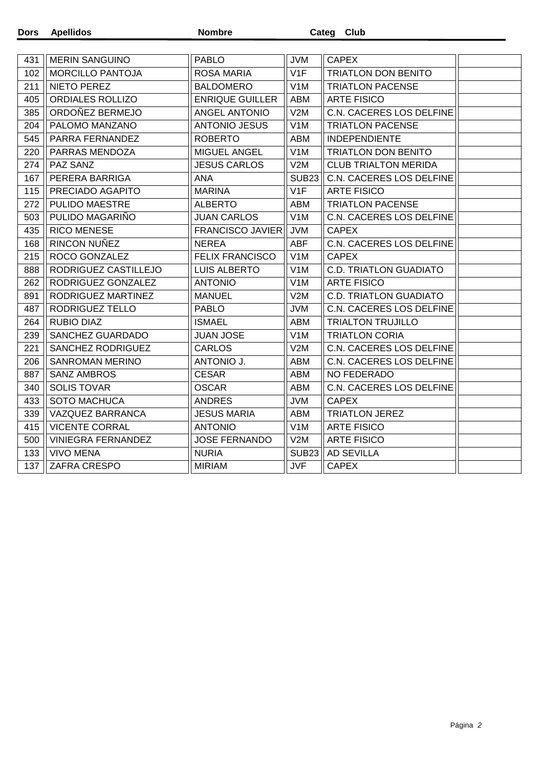| Dors | Apellidos | Nombre | Categ | Club | |
|---|---|---|---|---|---|
| 431 | MERIN SANGUINO | PABLO | JVM | CAPEX | |
| 102 | MORCILLO PANTOJA | ROSA MARIA | V1F | TRIATLON DON BENITO | |
| 211 | NIETO PEREZ | BALDOMERO | V1M | TRIATLON PACENSE | |
| 405 | ORDIALES ROLLIZO | ENRIQUE GUILLER | ABM | ARTE FISICO | |
| 385 | ORDOÑEZ BERMEJO | ANGEL ANTONIO | V2M | C.N. CACERES LOS DELFINE | |
| 204 | PALOMO MANZANO | ANTONIO JESUS | V1M | TRIATLON PACENSE | |
| 545 | PARRA FERNANDEZ | ROBERTO | ABM | INDEPENDIENTE | |
| 220 | PARRAS MENDOZA | MIGUEL ANGEL | V1M | TRIATLON DON BENITO | |
| 274 | PAZ SANZ | JESUS CARLOS | V2M | CLUB TRIALTON MERIDA | |
| 167 | PERERA BARRIGA | ANA | SUB23 | C.N. CACERES LOS DELFINE | |
| 115 | PRECIADO AGAPITO | MARINA | V1F | ARTE FISICO | |
| 272 | PULIDO MAESTRE | ALBERTO | ABM | TRIATLON PACENSE | |
| 503 | PULIDO MAGARIÑO | JUAN CARLOS | V1M | C.N. CACERES LOS DELFINE | |
| 435 | RICO MENESE | FRANCISCO JAVIER | JVM | CAPEX | |
| 168 | RINCON NUÑEZ | NEREA | ABF | C.N. CACERES LOS DELFINE | |
| 215 | ROCO GONZALEZ | FELIX FRANCISCO | V1M | CAPEX | |
| 888 | RODRIGUEZ CASTILLEJO | LUIS ALBERTO | V1M | C.D. TRIATLON GUADIATO | |
| 262 | RODRIGUEZ GONZALEZ | ANTONIO | V1M | ARTE FISICO | |
| 891 | RODRIGUEZ MARTINEZ | MANUEL | V2M | C.D. TRIATLON GUADIATO | |
| 487 | RODRIGUEZ TELLO | PABLO | JVM | C.N. CACERES LOS DELFINE | |
| 264 | RUBIO DIAZ | ISMAEL | ABM | TRIALTON TRUJILLO | |
| 239 | SANCHEZ GUARDADO | JUAN JOSE | V1M | TRIATLON CORIA | |
| 221 | SANCHEZ RODRIGUEZ | CARLOS | V2M | C.N. CACERES LOS DELFINE | |
| 206 | SANROMAN MERINO | ANTONIO J. | ABM | C.N. CACERES LOS DELFINE | |
| 887 | SANZ AMBROS | CESAR | ABM | NO FEDERADO | |
| 340 | SOLIS TOVAR | OSCAR | ABM | C.N. CACERES LOS DELFINE | |
| 433 | SOTO MACHUCA | ANDRES | JVM | CAPEX | |
| 339 | VAZQUEZ BARRANCA | JESUS MARIA | ABM | TRIATLON JEREZ | |
| 415 | VICENTE CORRAL | ANTONIO | V1M | ARTE FISICO | |
| 500 | VINIEGRA FERNANDEZ | JOSE FERNANDO | V2M | ARTE FISICO | |
| 133 | VIVO MENA | NURIA | SUB23 | AD SEVILLA | |
| 137 | ZAFRA CRESPO | MIRIAM | JVF | CAPEX | |